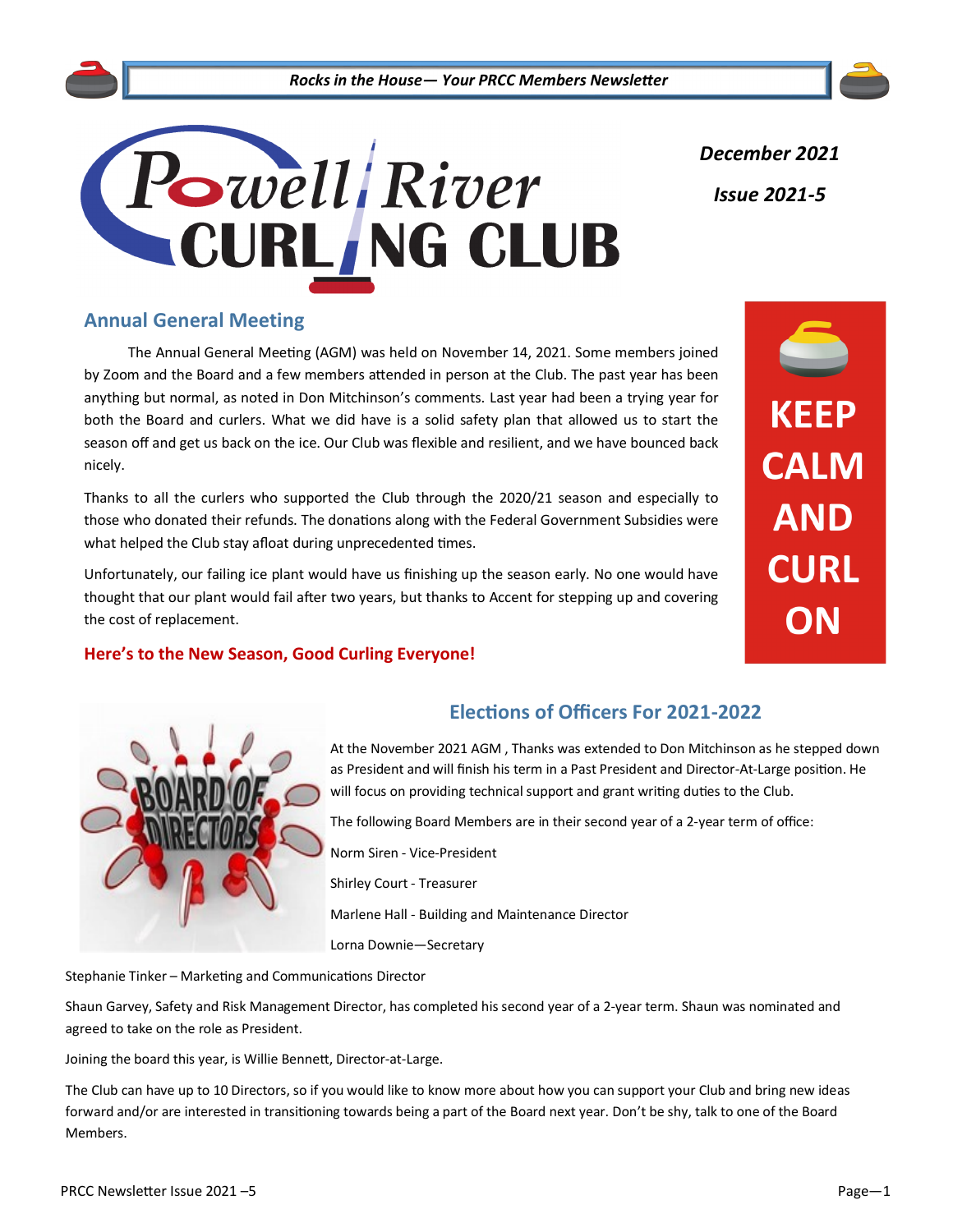*Rocks in the House— Your PRCC Members Newsletter*

# Powell River Curling Club

***December 2021***

***Issue 2021-5***

## Annual General Meeting

The Annual General Meeting (AGM) was held on November 14, 2021. Some members joined by Zoom and the Board and a few members attended in person at the Club. The past year has been anything but normal, as noted in Don Mitchinson's comments. Last year had been a trying year for both the Board and curlers. What we did have is a solid safety plan that allowed us to start the season off and get us back on the ice. Our Club was flexible and resilient, and we have bounced back nicely.

Thanks to all the curlers who supported the Club through the 2020/21 season and especially to those who donated their refunds. The donations along with the Federal Government Subsidies were what helped the Club stay afloat during unprecedented times.

Unfortunately, our failing ice plant would have us finishing up the season early. No one would have thought that our plant would fail after two years, but thanks to Accent for stepping up and covering the cost of replacement.

**Here's to the New Season, Good Curling Everyone!**

**KEEP CALM AND CURL ON**

## Elections of Officers For 2021-2022

At the November 2021 AGM , Thanks was extended to Don Mitchinson as he stepped down as President and will finish his term in a Past President and Director-At-Large position. He will focus on providing technical support and grant writing duties to the Club.

The following Board Members are in their second year of a 2-year term of office:

Norm Siren - Vice-President

Shirley Court - Treasurer

Marlene Hall - Building and Maintenance Director

Lorna Downie—Secretary

Stephanie Tinker – Marketing and Communications Director

Shaun Garvey, Safety and Risk Management Director, has completed his second year of a 2-year term. Shaun was nominated and agreed to take on the role as President.

Joining the board this year, is Willie Bennett, Director-at-Large.

The Club can have up to 10 Directors, so if you would like to know more about how you can support your Club and bring new ideas forward and/or are interested in transitioning towards being a part of the Board next year. Don't be shy, talk to one of the Board Members.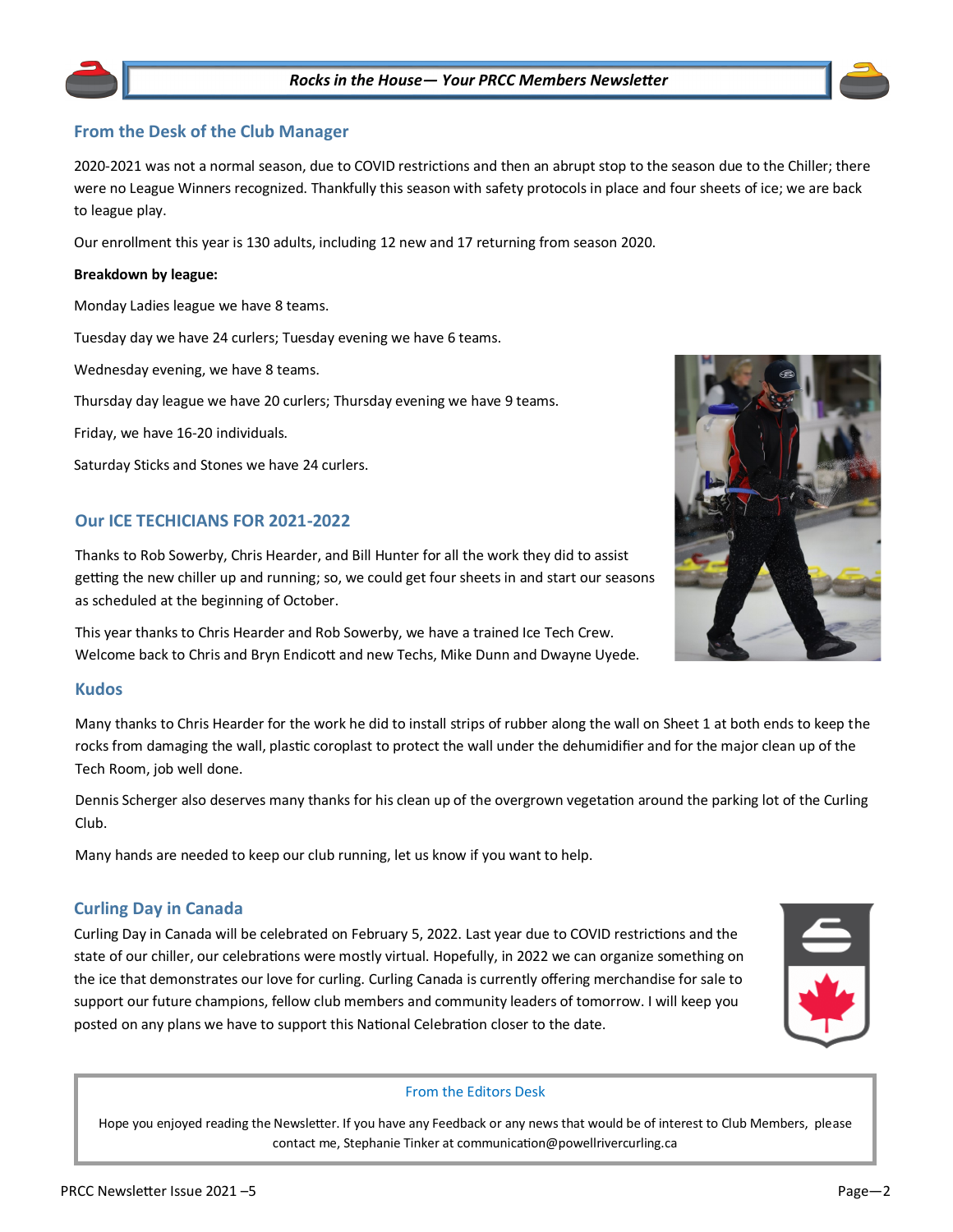## From the Desk of the Club Manager

2020-2021 was not a normal season, due to COVID restrictions and then an abrupt stop to the season due to the Chiller; there were no League Winners recognized. Thankfully this season with safety protocols in place and four sheets of ice; we are back to league play.

Our enrollment this year is 130 adults, including 12 new and 17 returning from season 2020.

**Breakdown by league:**

Monday Ladies league we have 8 teams.

Tuesday day we have 24 curlers; Tuesday evening we have 6 teams.

Wednesday evening, we have 8 teams.

Thursday day league we have 20 curlers; Thursday evening we have 9 teams.

Friday, we have 16-20 individuals.

Saturday Sticks and Stones we have 24 curlers.

## Our ICE TECHICIANS FOR 2021-2022

Thanks to Rob Sowerby, Chris Hearder, and Bill Hunter for all the work they did to assist getting the new chiller up and running; so, we could get four sheets in and start our seasons as scheduled at the beginning of October.

This year thanks to Chris Hearder and Rob Sowerby, we have a trained Ice Tech Crew. Welcome back to Chris and Bryn Endicott and new Techs, Mike Dunn and Dwayne Uyede.

## Kudos

Many thanks to Chris Hearder for the work he did to install strips of rubber along the wall on Sheet 1 at both ends to keep the rocks from damaging the wall, plastic coroplast to protect the wall under the dehumidifier and for the major clean up of the Tech Room, job well done.

Dennis Scherger also deserves many thanks for his clean up of the overgrown vegetation around the parking lot of the Curling Club.

Many hands are needed to keep our club running, let us know if you want to help.

## Curling Day in Canada

Curling Day in Canada will be celebrated on February 5, 2022. Last year due to COVID restrictions and the state of our chiller, our celebrations were mostly virtual. Hopefully, in 2022 we can organize something on the ice that demonstrates our love for curling. Curling Canada is currently offering merchandise for sale to support our future champions, fellow club members and community leaders of tomorrow. I will keep you posted on any plans we have to support this National Celebration closer to the date.

### From the Editors Desk

Hope you enjoyed reading the Newsletter. If you have any Feedback or any news that would be of interest to Club Members, please contact me, Stephanie Tinker at communication@powellrivercurling.ca